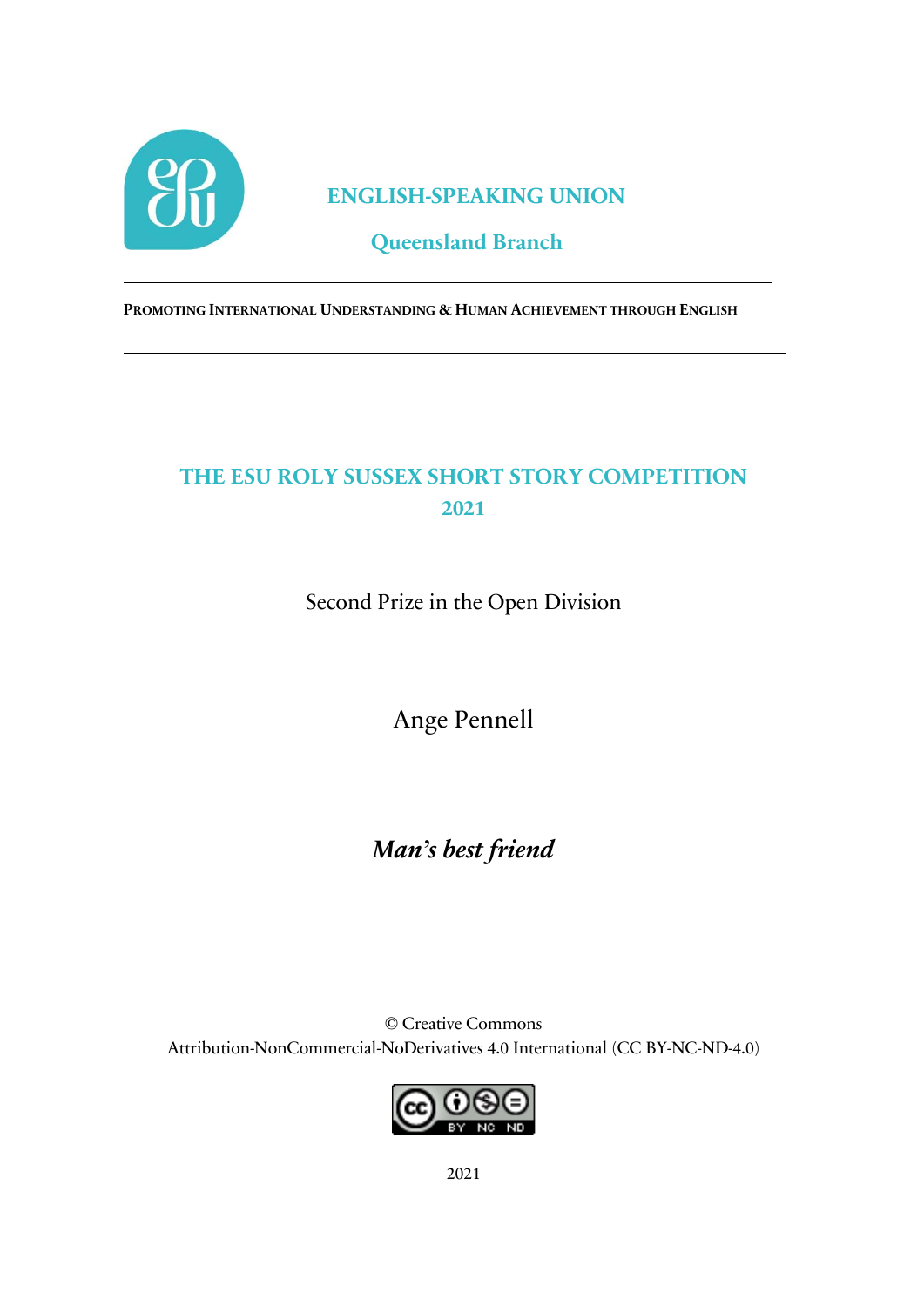# ENGLISH-SPEAKING UNION

## Queensland Branch

---

**PROMOTING INTERNATIONAL UNDERSTANDING & HUMAN ACHIEVEMENT THROUGH ENGLISH**

---

## THE ESU ROLY SUSSEX SHORT STORY COMPETITION 2021

Second Prize in the Open Division

Ange Pennell

# *Man's best friend*

© Creative Commons
Attribution-NonCommercial-NoDerivatives 4.0 International (CC BY-NC-ND-4.0)

2021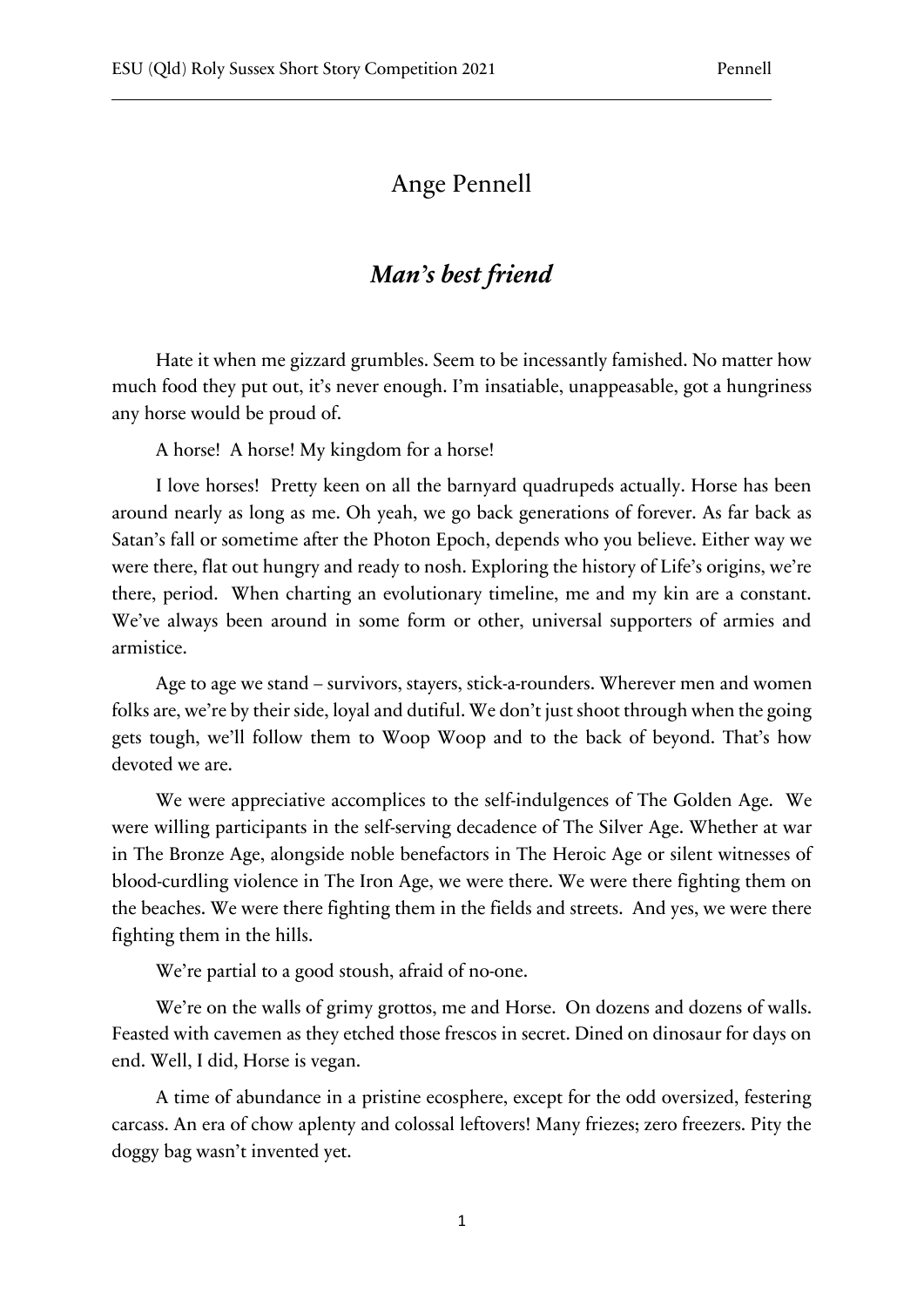Ange Pennell

## *Man's best friend*

Hate it when me gizzard grumbles. Seem to be incessantly famished. No matter how much food they put out, it's never enough. I'm insatiable, unappeasable, got a hungriness any horse would be proud of.

A horse! A horse! My kingdom for a horse!

I love horses! Pretty keen on all the barnyard quadrupeds actually. Horse has been around nearly as long as me. Oh yeah, we go back generations of forever. As far back as Satan's fall or sometime after the Photon Epoch, depends who you believe. Either way we were there, flat out hungry and ready to nosh. Exploring the history of Life's origins, we're there, period. When charting an evolutionary timeline, me and my kin are a constant. We've always been around in some form or other, universal supporters of armies and armistice.

Age to age we stand – survivors, stayers, stick-a-rounders. Wherever men and women folks are, we're by their side, loyal and dutiful. We don't just shoot through when the going gets tough, we'll follow them to Woop Woop and to the back of beyond. That's how devoted we are.

We were appreciative accomplices to the self-indulgences of The Golden Age. We were willing participants in the self-serving decadence of The Silver Age. Whether at war in The Bronze Age, alongside noble benefactors in The Heroic Age or silent witnesses of blood-curdling violence in The Iron Age, we were there. We were there fighting them on the beaches. We were there fighting them in the fields and streets. And yes, we were there fighting them in the hills.

We're partial to a good stoush, afraid of no-one.

We're on the walls of grimy grottos, me and Horse. On dozens and dozens of walls. Feasted with cavemen as they etched those frescos in secret. Dined on dinosaur for days on end. Well, I did, Horse is vegan.

A time of abundance in a pristine ecosphere, except for the odd oversized, festering carcass. An era of chow aplenty and colossal leftovers! Many friezes; zero freezers. Pity the doggy bag wasn't invented yet.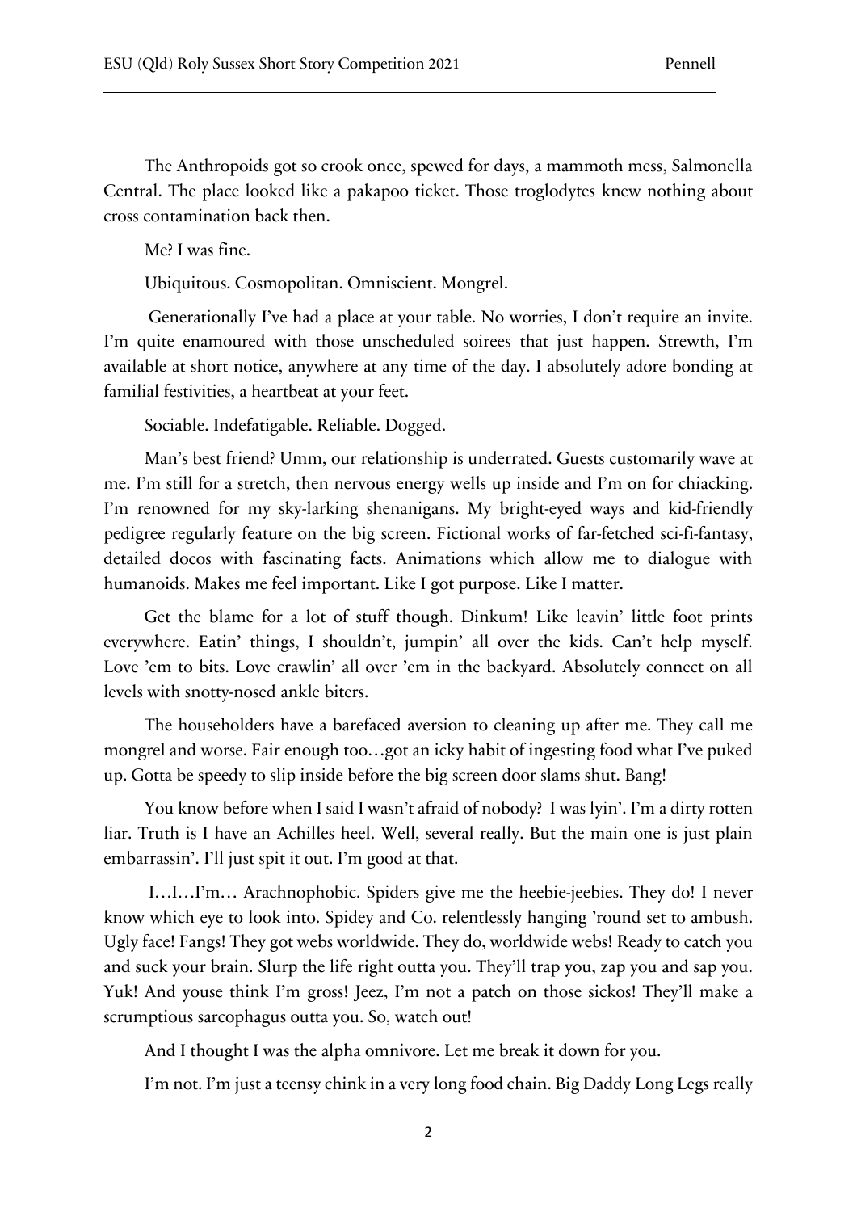The Anthropoids got so crook once, spewed for days, a mammoth mess, Salmonella Central. The place looked like a pakapoo ticket. Those troglodytes knew nothing about cross contamination back then.

Me? I was fine.

Ubiquitous. Cosmopolitan. Omniscient. Mongrel.

Generationally I've had a place at your table. No worries, I don't require an invite. I'm quite enamoured with those unscheduled soirees that just happen. Strewth, I'm available at short notice, anywhere at any time of the day. I absolutely adore bonding at familial festivities, a heartbeat at your feet.

Sociable. Indefatigable. Reliable. Dogged.

Man's best friend? Umm, our relationship is underrated. Guests customarily wave at me. I'm still for a stretch, then nervous energy wells up inside and I'm on for chiacking. I'm renowned for my sky-larking shenanigans. My bright-eyed ways and kid-friendly pedigree regularly feature on the big screen. Fictional works of far-fetched sci-fi-fantasy, detailed docos with fascinating facts. Animations which allow me to dialogue with humanoids. Makes me feel important. Like I got purpose. Like I matter.

Get the blame for a lot of stuff though. Dinkum! Like leavin' little foot prints everywhere. Eatin' things, I shouldn't, jumpin' all over the kids. Can't help myself. Love 'em to bits. Love crawlin' all over 'em in the backyard. Absolutely connect on all levels with snotty-nosed ankle biters.

The householders have a barefaced aversion to cleaning up after me. They call me mongrel and worse. Fair enough too…got an icky habit of ingesting food what I've puked up. Gotta be speedy to slip inside before the big screen door slams shut. Bang!

You know before when I said I wasn't afraid of nobody? I was lyin'. I'm a dirty rotten liar. Truth is I have an Achilles heel. Well, several really. But the main one is just plain embarrassin'. I'll just spit it out. I'm good at that.

I…I…I'm… Arachnophobic. Spiders give me the heebie-jeebies. They do! I never know which eye to look into. Spidey and Co. relentlessly hanging 'round set to ambush. Ugly face! Fangs! They got webs worldwide. They do, worldwide webs! Ready to catch you and suck your brain. Slurp the life right outta you. They'll trap you, zap you and sap you. Yuk! And youse think I'm gross! Jeez, I'm not a patch on those sickos! They'll make a scrumptious sarcophagus outta you. So, watch out!

And I thought I was the alpha omnivore. Let me break it down for you.

I'm not. I'm just a teensy chink in a very long food chain. Big Daddy Long Legs really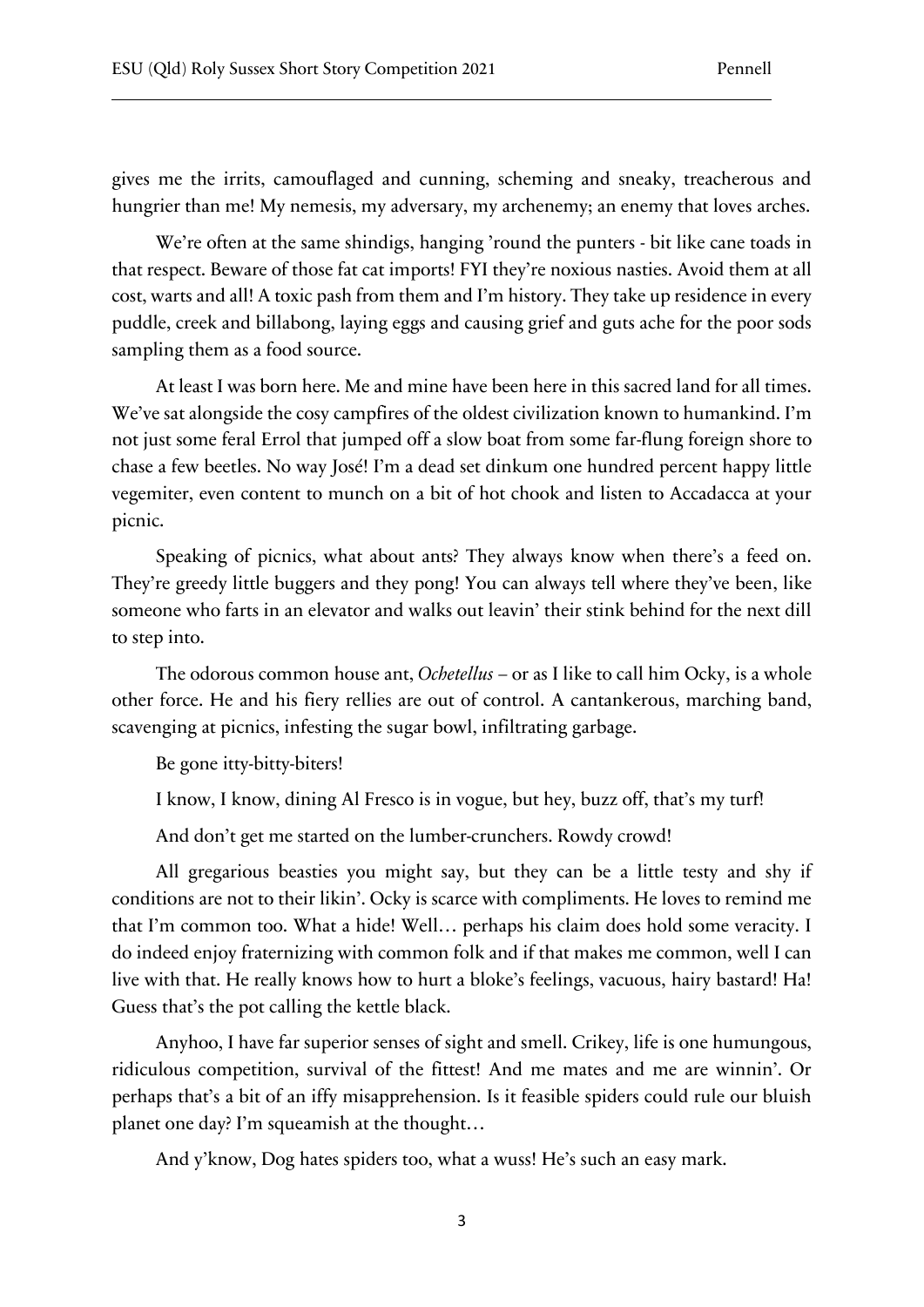gives me the irrits, camouflaged and cunning, scheming and sneaky, treacherous and hungrier than me! My nemesis, my adversary, my archenemy; an enemy that loves arches.

We're often at the same shindigs, hanging 'round the punters - bit like cane toads in that respect. Beware of those fat cat imports! FYI they're noxious nasties. Avoid them at all cost, warts and all! A toxic pash from them and I'm history. They take up residence in every puddle, creek and billabong, laying eggs and causing grief and guts ache for the poor sods sampling them as a food source.

At least I was born here. Me and mine have been here in this sacred land for all times. We've sat alongside the cosy campfires of the oldest civilization known to humankind. I'm not just some feral Errol that jumped off a slow boat from some far-flung foreign shore to chase a few beetles. No way José! I'm a dead set dinkum one hundred percent happy little vegemiter, even content to munch on a bit of hot chook and listen to Accadacca at your picnic.

Speaking of picnics, what about ants? They always know when there's a feed on. They're greedy little buggers and they pong! You can always tell where they've been, like someone who farts in an elevator and walks out leavin' their stink behind for the next dill to step into.

The odorous common house ant, *Ochetellus* – or as I like to call him Ocky, is a whole other force. He and his fiery rellies are out of control. A cantankerous, marching band, scavenging at picnics, infesting the sugar bowl, infiltrating garbage.

Be gone itty-bitty-biters!

I know, I know, dining Al Fresco is in vogue, but hey, buzz off, that's my turf!

And don't get me started on the lumber-crunchers. Rowdy crowd!

All gregarious beasties you might say, but they can be a little testy and shy if conditions are not to their likin'. Ocky is scarce with compliments. He loves to remind me that I'm common too. What a hide! Well… perhaps his claim does hold some veracity. I do indeed enjoy fraternizing with common folk and if that makes me common, well I can live with that. He really knows how to hurt a bloke's feelings, vacuous, hairy bastard! Ha! Guess that's the pot calling the kettle black.

Anyhoo, I have far superior senses of sight and smell. Crikey, life is one humungous, ridiculous competition, survival of the fittest! And me mates and me are winnin'. Or perhaps that's a bit of an iffy misapprehension. Is it feasible spiders could rule our bluish planet one day? I'm squeamish at the thought…

And y'know, Dog hates spiders too, what a wuss! He's such an easy mark.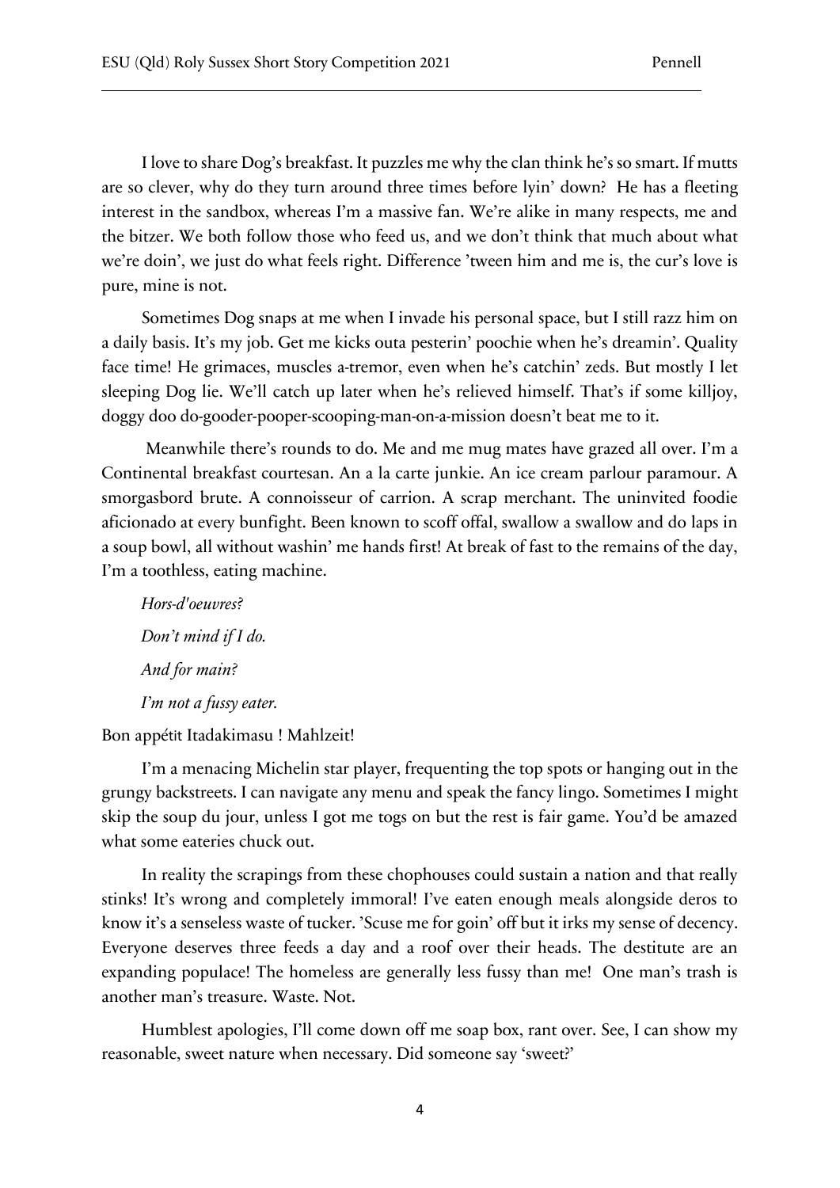I love to share Dog's breakfast. It puzzles me why the clan think he's so smart. If mutts are so clever, why do they turn around three times before lyin' down? He has a fleeting interest in the sandbox, whereas I'm a massive fan. We're alike in many respects, me and the bitzer. We both follow those who feed us, and we don't think that much about what we're doin', we just do what feels right. Difference 'tween him and me is, the cur's love is pure, mine is not.

Sometimes Dog snaps at me when I invade his personal space, but I still razz him on a daily basis. It's my job. Get me kicks outa pesterin' poochie when he's dreamin'. Quality face time! He grimaces, muscles a-tremor, even when he's catchin' zeds. But mostly I let sleeping Dog lie. We'll catch up later when he's relieved himself. That's if some killjoy, doggy doo do-gooder-pooper-scooping-man-on-a-mission doesn't beat me to it.

Meanwhile there's rounds to do. Me and me mug mates have grazed all over. I'm a Continental breakfast courtesan. An a la carte junkie. An ice cream parlour paramour. A smorgasbord brute. A connoisseur of carrion. A scrap merchant. The uninvited foodie aficionado at every bunfight. Been known to scoff offal, swallow a swallow and do laps in a soup bowl, all without washin' me hands first! At break of fast to the remains of the day, I'm a toothless, eating machine.

*Hors-d'oeuvres?*

*Don't mind if I do.*

*And for main?*

*I'm not a fussy eater.*

Bon appétit Itadakimasu ! Mahlzeit!

I'm a menacing Michelin star player, frequenting the top spots or hanging out in the grungy backstreets. I can navigate any menu and speak the fancy lingo. Sometimes I might skip the soup du jour, unless I got me togs on but the rest is fair game. You'd be amazed what some eateries chuck out.

In reality the scrapings from these chophouses could sustain a nation and that really stinks! It's wrong and completely immoral! I've eaten enough meals alongside deros to know it's a senseless waste of tucker. 'Scuse me for goin' off but it irks my sense of decency. Everyone deserves three feeds a day and a roof over their heads. The destitute are an expanding populace! The homeless are generally less fussy than me! One man's trash is another man's treasure. Waste. Not.

Humblest apologies, I'll come down off me soap box, rant over. See, I can show my reasonable, sweet nature when necessary. Did someone say 'sweet?'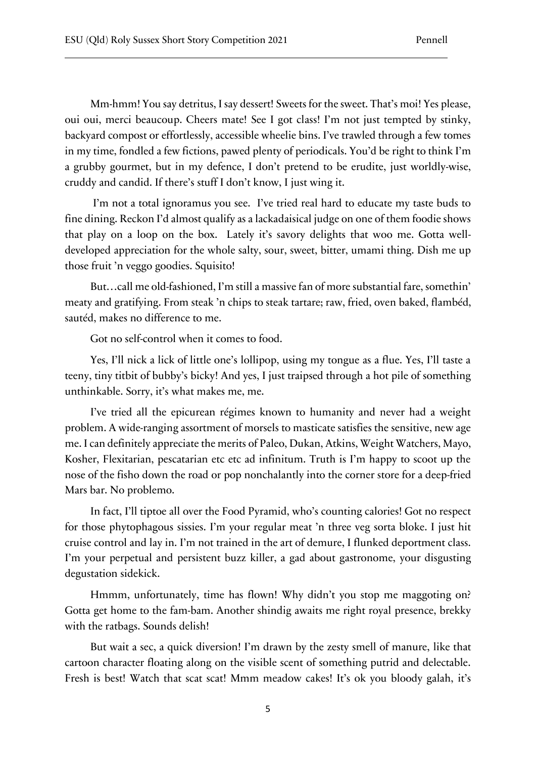Mm-hmm! You say detritus, I say dessert! Sweets for the sweet. That's moi! Yes please, oui oui, merci beaucoup. Cheers mate! See I got class! I'm not just tempted by stinky, backyard compost or effortlessly, accessible wheelie bins. I've trawled through a few tomes in my time, fondled a few fictions, pawed plenty of periodicals. You'd be right to think I'm a grubby gourmet, but in my defence, I don't pretend to be erudite, just worldly-wise, cruddy and candid. If there's stuff I don't know, I just wing it.

I'm not a total ignoramus you see. I've tried real hard to educate my taste buds to fine dining. Reckon I'd almost qualify as a lackadaisical judge on one of them foodie shows that play on a loop on the box. Lately it's savory delights that woo me. Gotta well-developed appreciation for the whole salty, sour, sweet, bitter, umami thing. Dish me up those fruit 'n veggo goodies. Squisito!

But…call me old-fashioned, I'm still a massive fan of more substantial fare, somethin' meaty and gratifying. From steak 'n chips to steak tartare; raw, fried, oven baked, flambéd, sautéd, makes no difference to me.

Got no self-control when it comes to food.

Yes, I'll nick a lick of little one's lollipop, using my tongue as a flue. Yes, I'll taste a teeny, tiny titbit of bubby's bicky! And yes, I just traipsed through a hot pile of something unthinkable. Sorry, it's what makes me, me.

I've tried all the epicurean régimes known to humanity and never had a weight problem. A wide-ranging assortment of morsels to masticate satisfies the sensitive, new age me. I can definitely appreciate the merits of Paleo, Dukan, Atkins, Weight Watchers, Mayo, Kosher, Flexitarian, pescatarian etc etc ad infinitum. Truth is I'm happy to scoot up the nose of the fisho down the road or pop nonchalantly into the corner store for a deep-fried Mars bar. No problemo.

In fact, I'll tiptoe all over the Food Pyramid, who's counting calories! Got no respect for those phytophagous sissies. I'm your regular meat 'n three veg sorta bloke. I just hit cruise control and lay in. I'm not trained in the art of demure, I flunked deportment class. I'm your perpetual and persistent buzz killer, a gad about gastronome, your disgusting degustation sidekick.

Hmmm, unfortunately, time has flown! Why didn't you stop me maggoting on? Gotta get home to the fam-bam. Another shindig awaits me right royal presence, brekky with the ratbags. Sounds delish!

But wait a sec, a quick diversion! I'm drawn by the zesty smell of manure, like that cartoon character floating along on the visible scent of something putrid and delectable. Fresh is best! Watch that scat scat! Mmm meadow cakes! It's ok you bloody galah, it's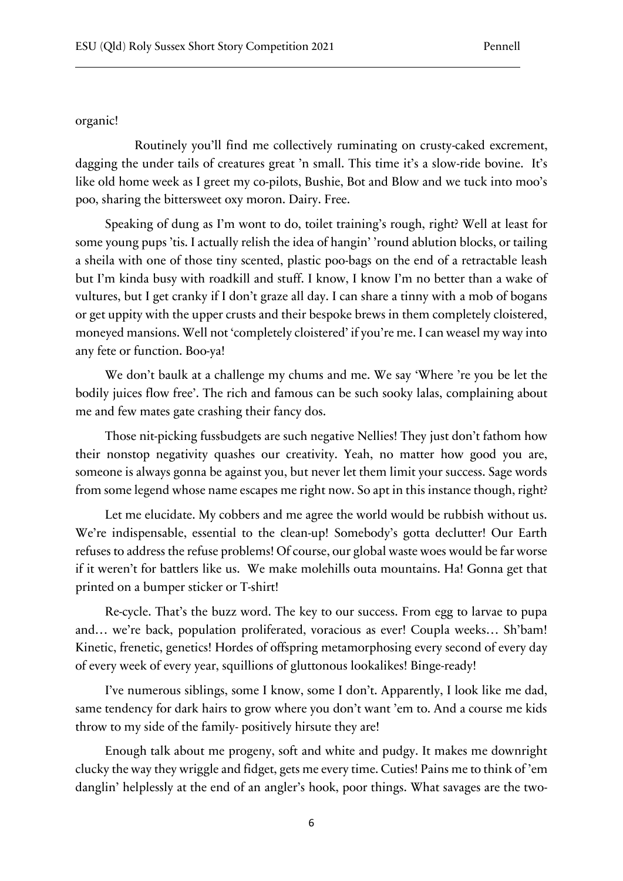organic!

Routinely you'll find me collectively ruminating on crusty-caked excrement, dagging the under tails of creatures great 'n small. This time it's a slow-ride bovine. It's like old home week as I greet my co-pilots, Bushie, Bot and Blow and we tuck into moo's poo, sharing the bittersweet oxy moron. Dairy. Free.

Speaking of dung as I'm wont to do, toilet training's rough, right? Well at least for some young pups 'tis. I actually relish the idea of hangin' 'round ablution blocks, or tailing a sheila with one of those tiny scented, plastic poo-bags on the end of a retractable leash but I'm kinda busy with roadkill and stuff. I know, I know I'm no better than a wake of vultures, but I get cranky if I don't graze all day. I can share a tinny with a mob of bogans or get uppity with the upper crusts and their bespoke brews in them completely cloistered, moneyed mansions. Well not 'completely cloistered' if you're me. I can weasel my way into any fete or function. Boo-ya!

We don't baulk at a challenge my chums and me. We say 'Where 're you be let the bodily juices flow free'. The rich and famous can be such sooky lalas, complaining about me and few mates gate crashing their fancy dos.

Those nit-picking fussbudgets are such negative Nellies! They just don't fathom how their nonstop negativity quashes our creativity. Yeah, no matter how good you are, someone is always gonna be against you, but never let them limit your success. Sage words from some legend whose name escapes me right now. So apt in this instance though, right?

Let me elucidate. My cobbers and me agree the world would be rubbish without us. We're indispensable, essential to the clean-up! Somebody's gotta declutter! Our Earth refuses to address the refuse problems! Of course, our global waste woes would be far worse if it weren't for battlers like us. We make molehills outa mountains. Ha! Gonna get that printed on a bumper sticker or T-shirt!

Re-cycle. That's the buzz word. The key to our success. From egg to larvae to pupa and… we're back, population proliferated, voracious as ever! Coupla weeks… Sh'bam! Kinetic, frenetic, genetics! Hordes of offspring metamorphosing every second of every day of every week of every year, squillions of gluttonous lookalikes! Binge-ready!

I've numerous siblings, some I know, some I don't. Apparently, I look like me dad, same tendency for dark hairs to grow where you don't want 'em to. And a course me kids throw to my side of the family- positively hirsute they are!

Enough talk about me progeny, soft and white and pudgy. It makes me downright clucky the way they wriggle and fidget, gets me every time. Cuties! Pains me to think of 'em danglin' helplessly at the end of an angler's hook, poor things. What savages are the two-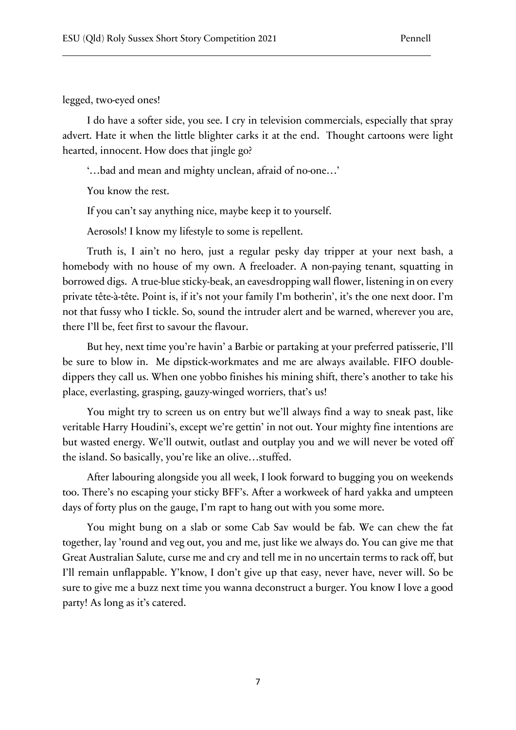legged, two-eyed ones!

I do have a softer side, you see. I cry in television commercials, especially that spray advert. Hate it when the little blighter carks it at the end. Thought cartoons were light hearted, innocent. How does that jingle go?

'…bad and mean and mighty unclean, afraid of no-one…'

You know the rest.

If you can't say anything nice, maybe keep it to yourself.

Aerosols! I know my lifestyle to some is repellent.

Truth is, I ain't no hero, just a regular pesky day tripper at your next bash, a homebody with no house of my own. A freeloader. A non-paying tenant, squatting in borrowed digs. A true-blue sticky-beak, an eavesdropping wall flower, listening in on every private tête-à-tête. Point is, if it's not your family I'm botherin', it's the one next door. I'm not that fussy who I tickle. So, sound the intruder alert and be warned, wherever you are, there I'll be, feet first to savour the flavour.

But hey, next time you're havin' a Barbie or partaking at your preferred patisserie, I'll be sure to blow in. Me dipstick-workmates and me are always available. FIFO double-dippers they call us. When one yobbo finishes his mining shift, there's another to take his place, everlasting, grasping, gauzy-winged worriers, that's us!

You might try to screen us on entry but we'll always find a way to sneak past, like veritable Harry Houdini's, except we're gettin' in not out. Your mighty fine intentions are but wasted energy. We'll outwit, outlast and outplay you and we will never be voted off the island. So basically, you're like an olive…stuffed.

After labouring alongside you all week, I look forward to bugging you on weekends too. There's no escaping your sticky BFF's. After a workweek of hard yakka and umpteen days of forty plus on the gauge, I'm rapt to hang out with you some more.

You might bung on a slab or some Cab Sav would be fab. We can chew the fat together, lay 'round and veg out, you and me, just like we always do. You can give me that Great Australian Salute, curse me and cry and tell me in no uncertain terms to rack off, but I'll remain unflappable. Y'know, I don't give up that easy, never have, never will. So be sure to give me a buzz next time you wanna deconstruct a burger. You know I love a good party! As long as it's catered.